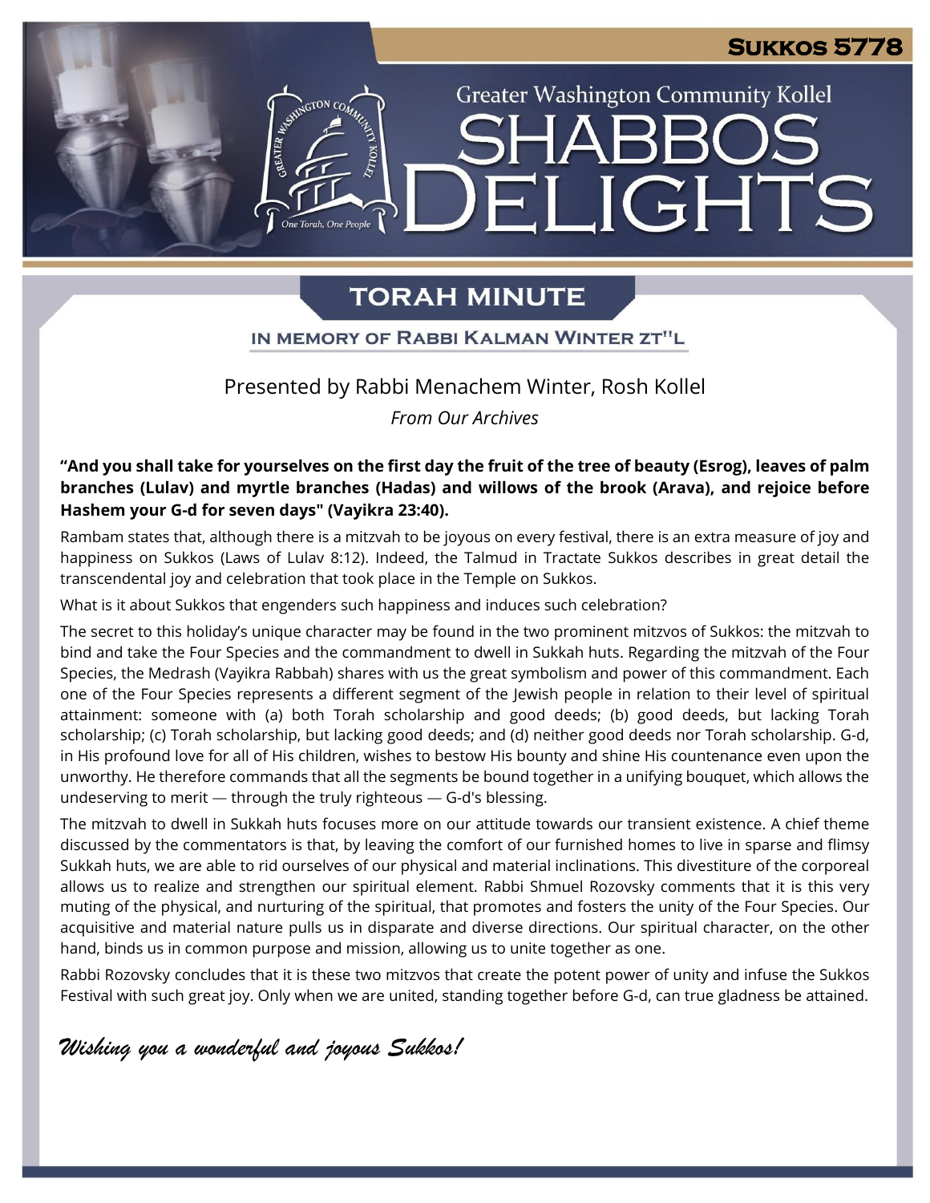Sukkos 5778

Greater Washington Community Kollel

# SHABBOS DELIGHTS

## TORAH MINUTE

IN MEMORY OF RABBI KALMAN WINTER ZT"L

Presented by Rabbi Menachem Winter, Rosh Kollel

*From Our Archives*

**"And you shall take for yourselves on the first day the fruit of the tree of beauty (Esrog), leaves of palm branches (Lulav) and myrtle branches (Hadas) and willows of the brook (Arava), and rejoice before Hashem your G-d for seven days" (Vayikra 23:40).**

Rambam states that, although there is a mitzvah to be joyous on every festival, there is an extra measure of joy and happiness on Sukkos (Laws of Lulav 8:12). Indeed, the Talmud in Tractate Sukkos describes in great detail the transcendental joy and celebration that took place in the Temple on Sukkos.

What is it about Sukkos that engenders such happiness and induces such celebration?

The secret to this holiday's unique character may be found in the two prominent mitzvos of Sukkos: the mitzvah to bind and take the Four Species and the commandment to dwell in Sukkah huts. Regarding the mitzvah of the Four Species, the Medrash (Vayikra Rabbah) shares with us the great symbolism and power of this commandment. Each one of the Four Species represents a different segment of the Jewish people in relation to their level of spiritual attainment: someone with (a) both Torah scholarship and good deeds; (b) good deeds, but lacking Torah scholarship; (c) Torah scholarship, but lacking good deeds; and (d) neither good deeds nor Torah scholarship. G-d, in His profound love for all of His children, wishes to bestow His bounty and shine His countenance even upon the unworthy. He therefore commands that all the segments be bound together in a unifying bouquet, which allows the undeserving to merit — through the truly righteous — G-d's blessing.

The mitzvah to dwell in Sukkah huts focuses more on our attitude towards our transient existence. A chief theme discussed by the commentators is that, by leaving the comfort of our furnished homes to live in sparse and flimsy Sukkah huts, we are able to rid ourselves of our physical and material inclinations. This divestiture of the corporeal allows us to realize and strengthen our spiritual element. Rabbi Shmuel Rozovsky comments that it is this very muting of the physical, and nurturing of the spiritual, that promotes and fosters the unity of the Four Species. Our acquisitive and material nature pulls us in disparate and diverse directions. Our spiritual character, on the other hand, binds us in common purpose and mission, allowing us to unite together as one.

Rabbi Rozovsky concludes that it is these two mitzvos that create the potent power of unity and infuse the Sukkos Festival with such great joy. Only when we are united, standing together before G-d, can true gladness be attained.

*Wishing you a wonderful and joyous Sukkos!*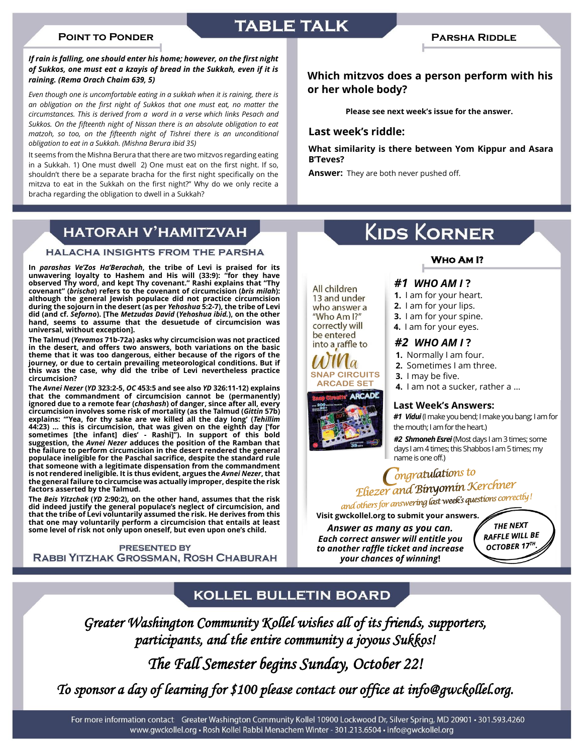# TABLE TALK

## Point to Ponder

***If rain is falling, one should enter his home; however, on the first night of Sukkos, one must eat a kzayis of bread in the Sukkah, even if it is raining. (Rema Orach Chaim 639, 5)***

*Even though one is uncomfortable eating in a sukkah when it is raining, there is an obligation on the first night of Sukkos that one must eat, no matter the circumstances. This is derived from a word in a verse which links Pesach and Sukkos. On the fifteenth night of Nissan there is an absolute obligation to eat matzoh, so too, on the fifteenth night of Tishrei there is an unconditional obligation to eat in a Sukkah. (Mishna Berura ibid 35)*

It seems from the Mishna Berura that there are two mitzvos regarding eating in a Sukkah. 1) One must dwell 2) One must eat on the first night. If so, shouldn't there be a separate bracha for the first night specifically on the mitzva to eat in the Sukkah on the first night?" Why do we only recite a bracha regarding the obligation to dwell in a Sukkah?

## Parsha Riddle

**Which mitzvos does a person perform with his or her whole body?**

**Please see next week's issue for the answer.**

**Last week's riddle:**

**What similarity is there between Yom Kippur and Asara B'Teves?**

**Answer:** They are both never pushed off.

# HATORAH V'HAMITZVAH

## HALACHA INSIGHTS FROM THE PARSHA

**In *parashas Ve'Zos Ha'Berachah*, the tribe of Levi is praised for its unwavering loyalty to Hashem and His will (33:9): "for they have observed Thy word, and kept Thy covenant." Rashi explains that "Thy covenant" (*brischa*) refers to the covenant of circumcision (*bris milah*): although the general Jewish populace did not practice circumcision during the sojourn in the desert (as per *Yehoshua* 5:2-7), the tribe of Levi did (and cf. *Seforno*). [The *Metzudas David* (*Yehoshua ibid.*), on the other hand, seems to assume that the desuetude of circumcision was universal, without exception].**

**The Talmud (*Yevamos* 71b-72a) asks why circumcision was not practiced in the desert, and offers two answers, both variations on the basic theme that it was too dangerous, either because of the rigors of the journey, or due to certain prevailing meteorological conditions. But if this was the case, why did the tribe of Levi nevertheless practice circumcision?**

**The *Avnei Nezer* (*YD* 323:2-5, *OC* 453:5 and see also *YD* 326:11-12) explains that the commandment of circumcision cannot be (permanently) ignored due to a remote fear (*chashash*) of danger, since after all, every circumcision involves some risk of mortality (as the Talmud (*Gittin* 57b) explains: '"Yea, for thy sake are we killed all the day long' (*Tehillim* 44:23) ... this is circumcision, that was given on the eighth day ['for sometimes [the infant] dies' - Rashi]"). In support of this bold suggestion, the *Avnei Nezer* adduces the position of the Ramban that the failure to perform circumcision in the desert rendered the general populace ineligible for the Paschal sacrifice, despite the standard rule that someone with a legitimate dispensation from the commandment is not rendered ineligible. It is thus evident, argues the *Avnei Nezer*, that the general failure to circumcise was actually improper, despite the risk factors asserted by the Talmud.**

**The *Beis Yitzchak* (*YD* 2:90:2), on the other hand, assumes that the risk did indeed justify the general populace's neglect of circumcision, and that the tribe of Levi voluntarily assumed the risk. He derives from this that one may voluntarily perform a circumcision that entails at least some level of risk not only upon oneself, but even upon one's child.**

PRESENTED BY
RABBI YITZHAK GROSSMAN, ROSH CHABURAH

# Kids Korner

## Who Am I?

All children 13 and under who answer a "Who Am I?" correctly will be entered into a raffle to win a SNAP CIRCUITS ARCADE SET

### #1 WHO AM I ?

1. I am for your heart.
2. I am for your lips.
3. I am for your spine.
4. I am for your eyes.

### #2 WHO AM I ?

1. Normally I am four.
2. Sometimes I am three.
3. I may be five.
4. I am not a sucker, rather a ...

### Last Week's Answers:

***#1 Vidui*** (I make you bend; I make you bang; I am for the mouth; I am for the heart.)

***#2 Shmoneh Esrei*** (Most days I am 3 times; some days I am 4 times; this Shabbos I am 5 times; my name is one off.)

*Congratulations to Eliezer and Binyomin Kerchner and others for answering last week's questions correctly!*

**Visit gwckollel.org to submit your answers.**

***Answer as many as you can. Each correct answer will entitle you to another raffle ticket and increase your chances of winning!***

***THE NEXT RAFFLE WILL BE OCTOBER 17TH.***

# KOLLEL BULLETIN BOARD

*Greater Washington Community Kollel wishes all of its friends, supporters, participants, and the entire community a joyous Sukkos!*

*The Fall Semester begins Sunday, October 22!*

*To sponsor a day of learning for $100 please contact our office at info@gwckollel.org.*

For more information contact: Greater Washington Community Kollel 10900 Lockwood Dr, Silver Spring, MD 20901 • 301.593.4260
www.gwckollel.org • Rosh Kollel Rabbi Menachem Winter - 301.213.6504 • info@gwckollel.org